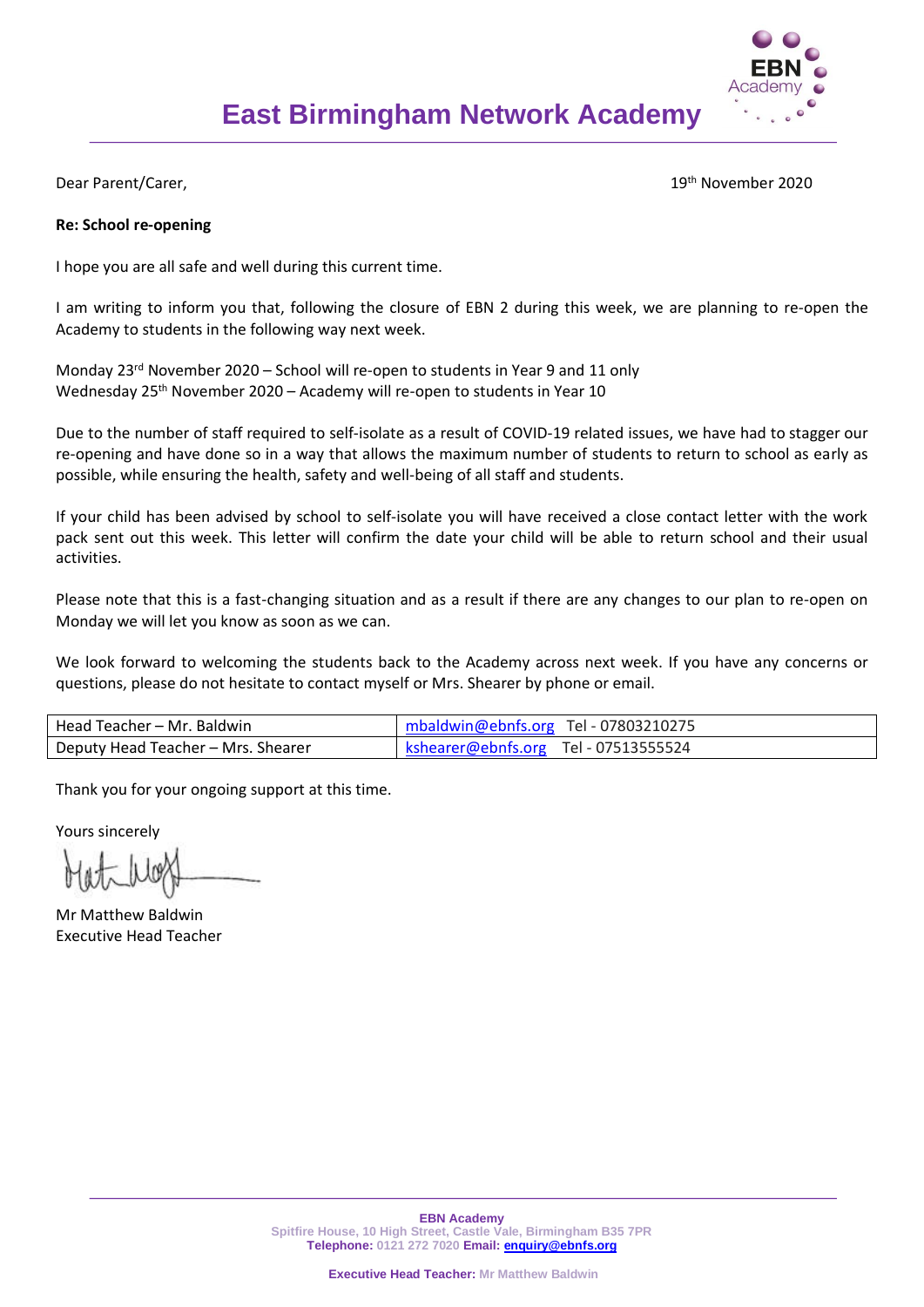# East Birmingham Network Academy

Dear Parent/Carer,

19th November 2020

**Re: School re-opening**

I hope you are all safe and well during this current time.

I am writing to inform you that, following the closure of EBN 2 during this week, we are planning to re-open the Academy to students in the following way next week.

Monday 23rd November 2020 – School will re-open to students in Year 9 and 11 only
Wednesday 25th November 2020 – Academy will re-open to students in Year 10

Due to the number of staff required to self-isolate as a result of COVID-19 related issues, we have had to stagger our re-opening and have done so in a way that allows the maximum number of students to return to school as early as possible, while ensuring the health, safety and well-being of all staff and students.

If your child has been advised by school to self-isolate you will have received a close contact letter with the work pack sent out this week. This letter will confirm the date your child will be able to return school and their usual activities.

Please note that this is a fast-changing situation and as a result if there are any changes to our plan to re-open on Monday we will let you know as soon as we can.

We look forward to welcoming the students back to the Academy across next week. If you have any concerns or questions, please do not hesitate to contact myself or Mrs. Shearer by phone or email.

| | |
|---|---|
| Head Teacher – Mr. Baldwin | mbaldwin@ebnfs.org Tel - 07803210275 |
| Deputy Head Teacher – Mrs. Shearer | kshearer@ebnfs.org Tel - 07513555524 |

Thank you for your ongoing support at this time.

Yours sincerely

Mr Matthew Baldwin
Executive Head Teacher

**EBN Academy**
Spitfire House, 10 High Street, Castle Vale, Birmingham B35 7PR
**Telephone:** 0121 272 7020 **Email:** enquiry@ebnfs.org

**Executive Head Teacher:** Mr Matthew Baldwin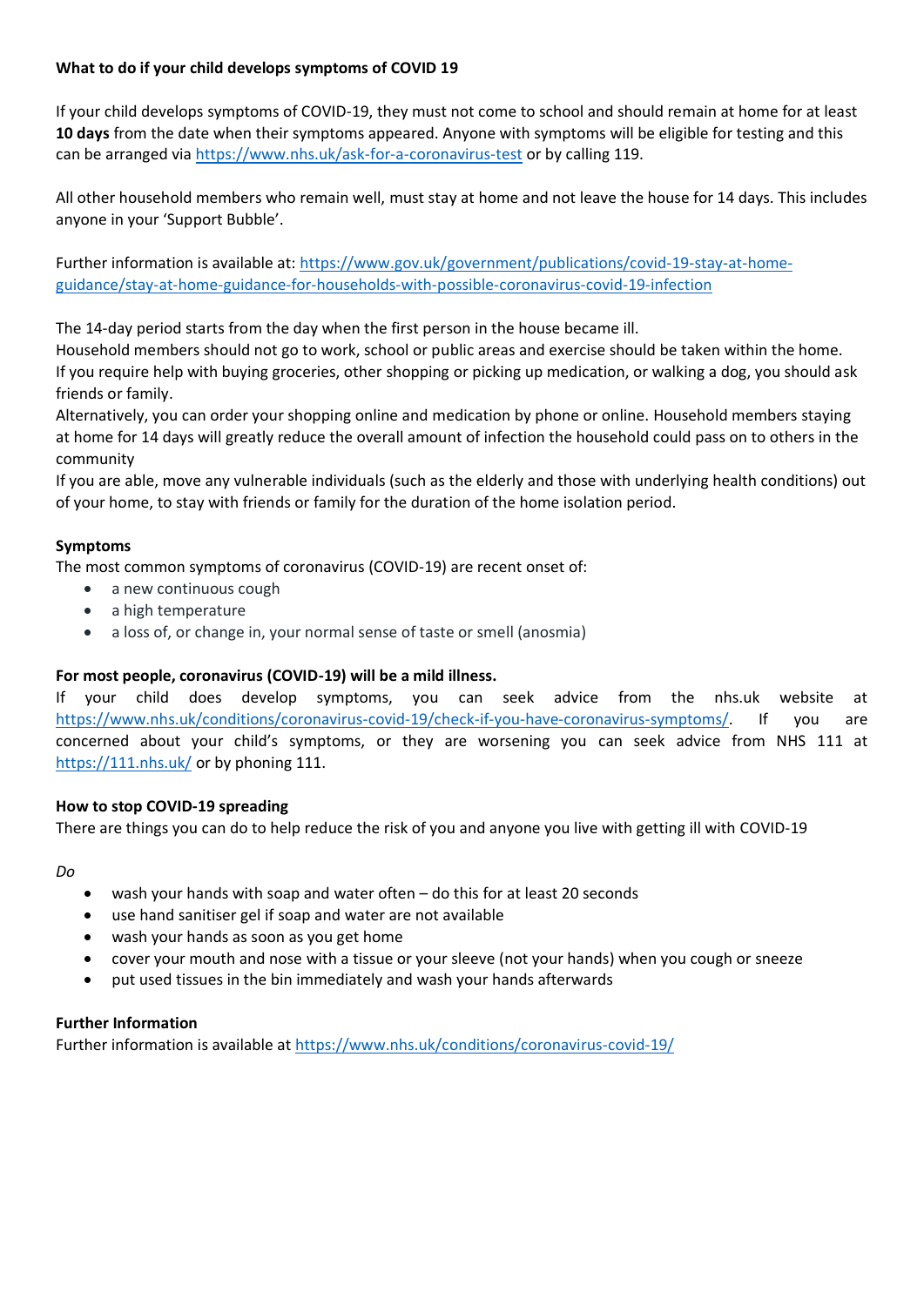**What to do if your child develops symptoms of COVID 19**

If your child develops symptoms of COVID-19, they must not come to school and should remain at home for at least **10 days** from the date when their symptoms appeared. Anyone with symptoms will be eligible for testing and this can be arranged via https://www.nhs.uk/ask-for-a-coronavirus-test or by calling 119.

All other household members who remain well, must stay at home and not leave the house for 14 days. This includes anyone in your 'Support Bubble'.

Further information is available at: https://www.gov.uk/government/publications/covid-19-stay-at-home-guidance/stay-at-home-guidance-for-households-with-possible-coronavirus-covid-19-infection

The 14-day period starts from the day when the first person in the house became ill.
Household members should not go to work, school or public areas and exercise should be taken within the home.
If you require help with buying groceries, other shopping or picking up medication, or walking a dog, you should ask friends or family.
Alternatively, you can order your shopping online and medication by phone or online. Household members staying at home for 14 days will greatly reduce the overall amount of infection the household could pass on to others in the community
If you are able, move any vulnerable individuals (such as the elderly and those with underlying health conditions) out of your home, to stay with friends or family for the duration of the home isolation period.

**Symptoms**
The most common symptoms of coronavirus (COVID-19) are recent onset of:

- a new continuous cough
- a high temperature
- a loss of, or change in, your normal sense of taste or smell (anosmia)

**For most people, coronavirus (COVID-19) will be a mild illness.**
If your child does develop symptoms, you can seek advice from the nhs.uk website at https://www.nhs.uk/conditions/coronavirus-covid-19/check-if-you-have-coronavirus-symptoms/. If you are concerned about your child's symptoms, or they are worsening you can seek advice from NHS 111 at https://111.nhs.uk/ or by phoning 111.

**How to stop COVID-19 spreading**
There are things you can do to help reduce the risk of you and anyone you live with getting ill with COVID-19

*Do*

- wash your hands with soap and water often – do this for at least 20 seconds
- use hand sanitiser gel if soap and water are not available
- wash your hands as soon as you get home
- cover your mouth and nose with a tissue or your sleeve (not your hands) when you cough or sneeze
- put used tissues in the bin immediately and wash your hands afterwards

**Further Information**
Further information is available at https://www.nhs.uk/conditions/coronavirus-covid-19/